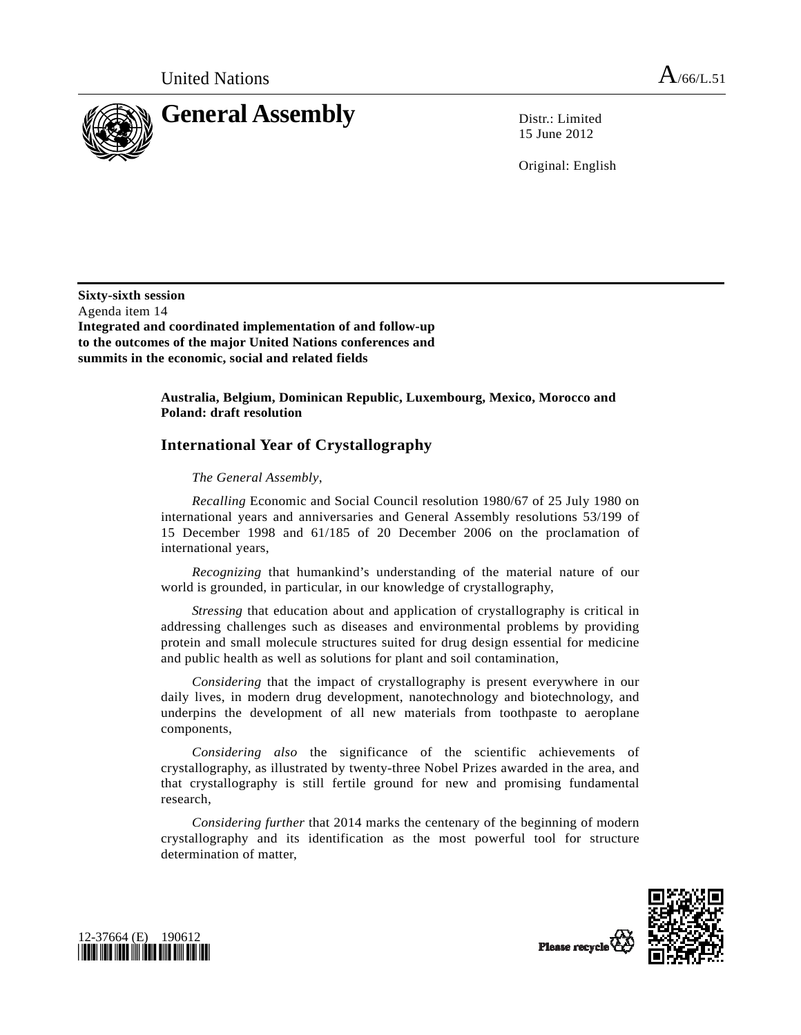United Nations A/66/L.51

# General Assembly

Distr.: Limited
15 June 2012

Original: English

**Sixty-sixth session**
Agenda item 14
**Integrated and coordinated implementation of and follow-up to the outcomes of the major United Nations conferences and summits in the economic, social and related fields**

**Australia, Belgium, Dominican Republic, Luxembourg, Mexico, Morocco and Poland: draft resolution**

## International Year of Crystallography

*The General Assembly*,

*Recalling* Economic and Social Council resolution 1980/67 of 25 July 1980 on international years and anniversaries and General Assembly resolutions 53/199 of 15 December 1998 and 61/185 of 20 December 2006 on the proclamation of international years,

*Recognizing* that humankind's understanding of the material nature of our world is grounded, in particular, in our knowledge of crystallography,

*Stressing* that education about and application of crystallography is critical in addressing challenges such as diseases and environmental problems by providing protein and small molecule structures suited for drug design essential for medicine and public health as well as solutions for plant and soil contamination,

*Considering* that the impact of crystallography is present everywhere in our daily lives, in modern drug development, nanotechnology and biotechnology, and underpins the development of all new materials from toothpaste to aeroplane components,

*Considering also* the significance of the scientific achievements of crystallography, as illustrated by twenty-three Nobel Prizes awarded in the area, and that crystallography is still fertile ground for new and promising fundamental research,

*Considering further* that 2014 marks the centenary of the beginning of modern crystallography and its identification as the most powerful tool for structure determination of matter,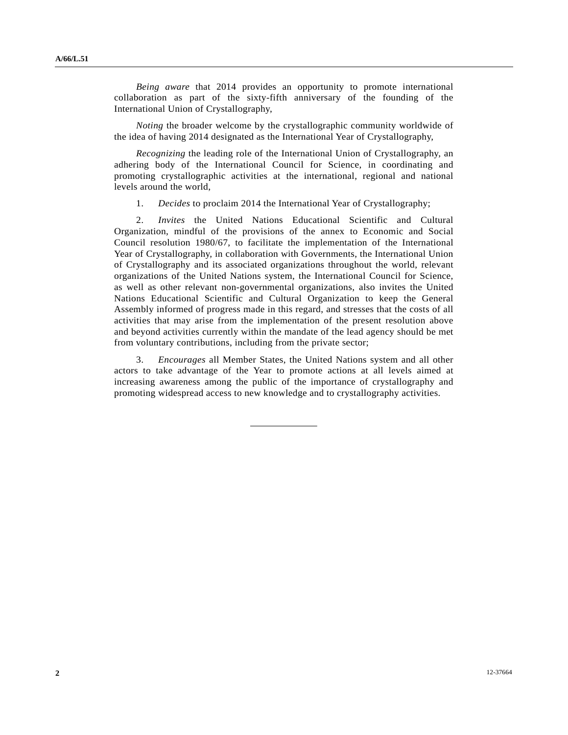*Being aware* that 2014 provides an opportunity to promote international collaboration as part of the sixty-fifth anniversary of the founding of the International Union of Crystallography,

*Noting* the broader welcome by the crystallographic community worldwide of the idea of having 2014 designated as the International Year of Crystallography,

*Recognizing* the leading role of the International Union of Crystallography, an adhering body of the International Council for Science, in coordinating and promoting crystallographic activities at the international, regional and national levels around the world,

1. *Decides* to proclaim 2014 the International Year of Crystallography;

2. *Invites* the United Nations Educational Scientific and Cultural Organization, mindful of the provisions of the annex to Economic and Social Council resolution 1980/67, to facilitate the implementation of the International Year of Crystallography, in collaboration with Governments, the International Union of Crystallography and its associated organizations throughout the world, relevant organizations of the United Nations system, the International Council for Science, as well as other relevant non-governmental organizations, also invites the United Nations Educational Scientific and Cultural Organization to keep the General Assembly informed of progress made in this regard, and stresses that the costs of all activities that may arise from the implementation of the present resolution above and beyond activities currently within the mandate of the lead agency should be met from voluntary contributions, including from the private sector;

3. *Encourages* all Member States, the United Nations system and all other actors to take advantage of the Year to promote actions at all levels aimed at increasing awareness among the public of the importance of crystallography and promoting widespread access to new knowledge and to crystallography activities.